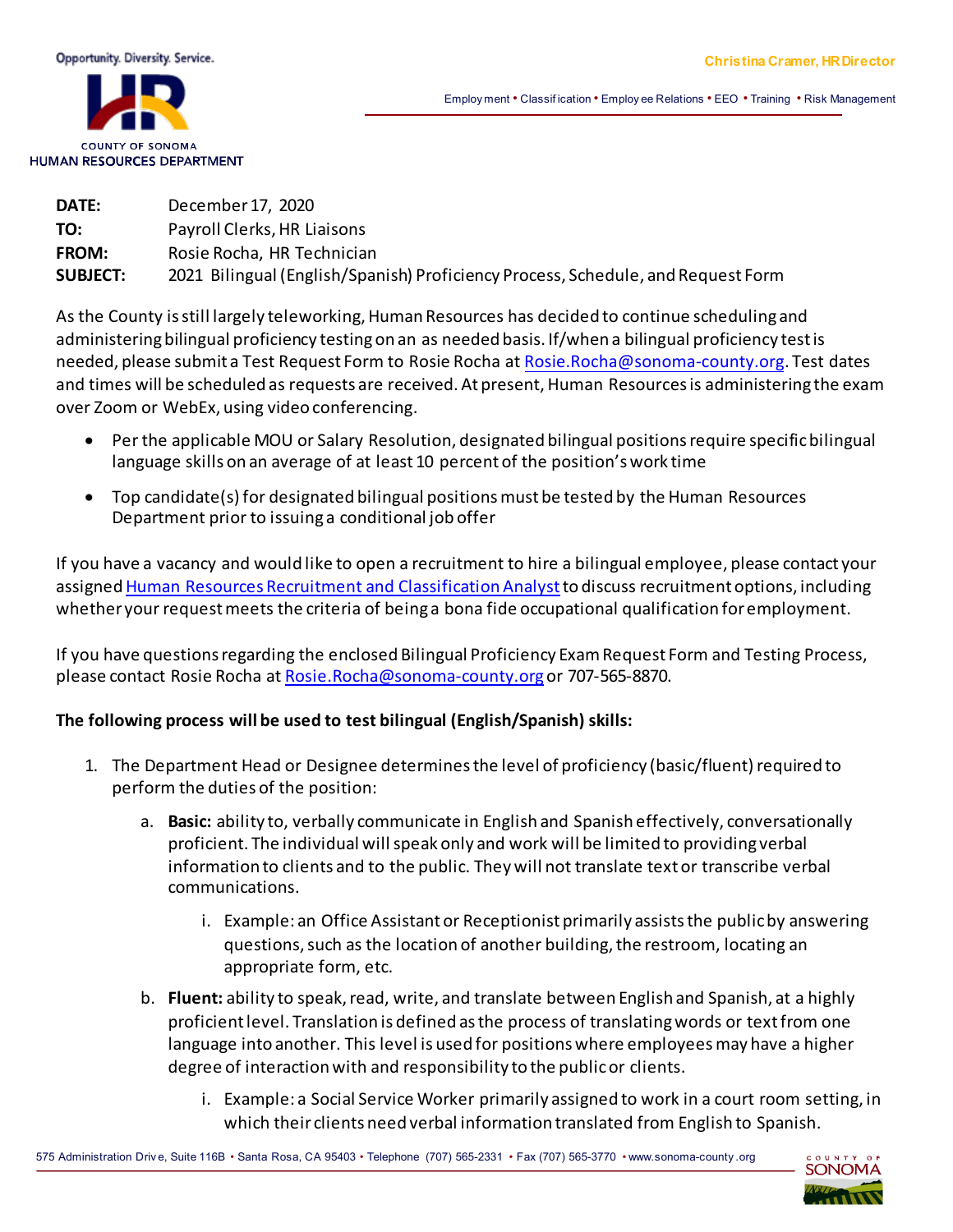Opportunity. Diversity. Service.

COUNTY OF SONOMA
HUMAN RESOURCES DEPARTMENT

Christina Cramer, HR Director

Employment • Classification • Employee Relations • EEO • Training • Risk Management

**DATE:** December 17, 2020
**TO:** Payroll Clerks, HR Liaisons
**FROM:** Rosie Rocha, HR Technician
**SUBJECT:** 2021 Bilingual (English/Spanish) Proficiency Process, Schedule, and Request Form

As the County is still largely teleworking, Human Resources has decided to continue scheduling and administering bilingual proficiency testing on an as needed basis. If/when a bilingual proficiency test is needed, please submit a Test Request Form to Rosie Rocha at Rosie.Rocha@sonoma-county.org. Test dates and times will be scheduled as requests are received. At present, Human Resources is administering the exam over Zoom or WebEx, using video conferencing.

- Per the applicable MOU or Salary Resolution, designated bilingual positions require specific bilingual language skills on an average of at least 10 percent of the position's work time
- Top candidate(s) for designated bilingual positions must be tested by the Human Resources Department prior to issuing a conditional job offer

If you have a vacancy and would like to open a recruitment to hire a bilingual employee, please contact your assigned Human Resources Recruitment and Classification Analyst to discuss recruitment options, including whether your request meets the criteria of being a bona fide occupational qualification for employment.

If you have questions regarding the enclosed Bilingual Proficiency Exam Request Form and Testing Process, please contact Rosie Rocha at Rosie.Rocha@sonoma-county.org or 707-565-8870.

**The following process will be used to test bilingual (English/Spanish) skills:**

1. The Department Head or Designee determines the level of proficiency (basic/fluent) required to perform the duties of the position:
   a. **Basic:** ability to, verbally communicate in English and Spanish effectively, conversationally proficient. The individual will speak only and work will be limited to providing verbal information to clients and to the public. They will not translate text or transcribe verbal communications.
      i. Example: an Office Assistant or Receptionist primarily assists the public by answering questions, such as the location of another building, the restroom, locating an appropriate form, etc.
   b. **Fluent:** ability to speak, read, write, and translate between English and Spanish, at a highly proficient level. Translation is defined as the process of translating words or text from one language into another. This level is used for positions where employees may have a higher degree of interaction with and responsibility to the public or clients.
      i. Example: a Social Service Worker primarily assigned to work in a court room setting, in which their clients need verbal information translated from English to Spanish.

575 Administration Drive, Suite 116B • Santa Rosa, CA 95403 • Telephone (707) 565-2331 • Fax (707) 565-3770 • www.sonoma-county.org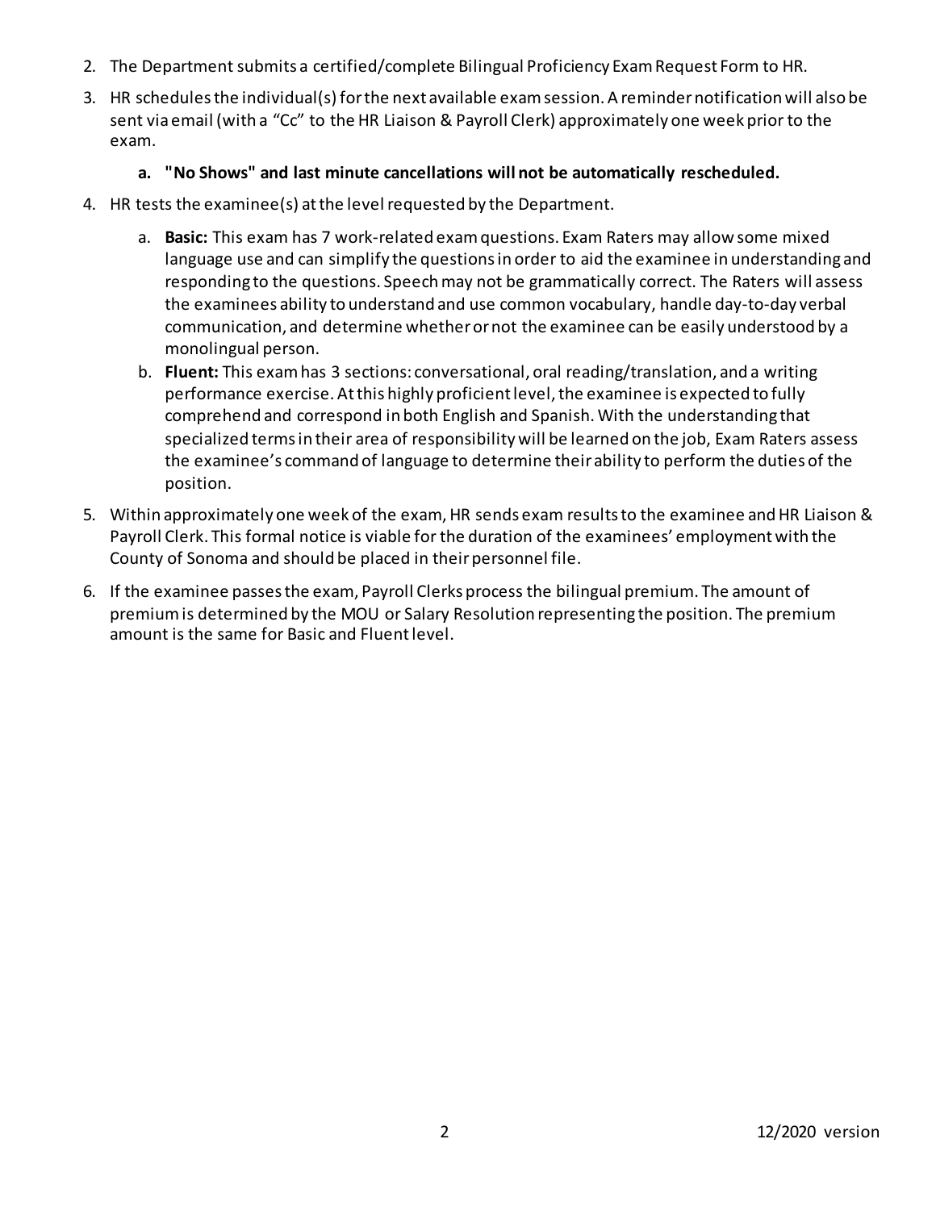2. The Department submits a certified/complete Bilingual Proficiency Exam Request Form to HR.
3. HR schedules the individual(s) for the next available exam session. A reminder notification will also be sent via email (with a "Cc" to the HR Liaison & Payroll Clerk) approximately one week prior to the exam.
   a. **"No Shows" and last minute cancellations will not be automatically rescheduled.**
4. HR tests the examinee(s) at the level requested by the Department.
   a. **Basic:** This exam has 7 work-related exam questions. Exam Raters may allow some mixed language use and can simplify the questions in order to aid the examinee in understanding and responding to the questions. Speech may not be grammatically correct. The Raters will assess the examinees ability to understand and use common vocabulary, handle day-to-day verbal communication, and determine whether or not the examinee can be easily understood by a monolingual person.
   b. **Fluent:** This exam has 3 sections: conversational, oral reading/translation, and a writing performance exercise. At this highly proficient level, the examinee is expected to fully comprehend and correspond in both English and Spanish. With the understanding that specialized terms in their area of responsibility will be learned on the job, Exam Raters assess the examinee's command of language to determine their ability to perform the duties of the position.
5. Within approximately one week of the exam, HR sends exam results to the examinee and HR Liaison & Payroll Clerk. This formal notice is viable for the duration of the examinees' employment with the County of Sonoma and should be placed in their personnel file.
6. If the examinee passes the exam, Payroll Clerks process the bilingual premium. The amount of premium is determined by the MOU or Salary Resolution representing the position. The premium amount is the same for Basic and Fluent level.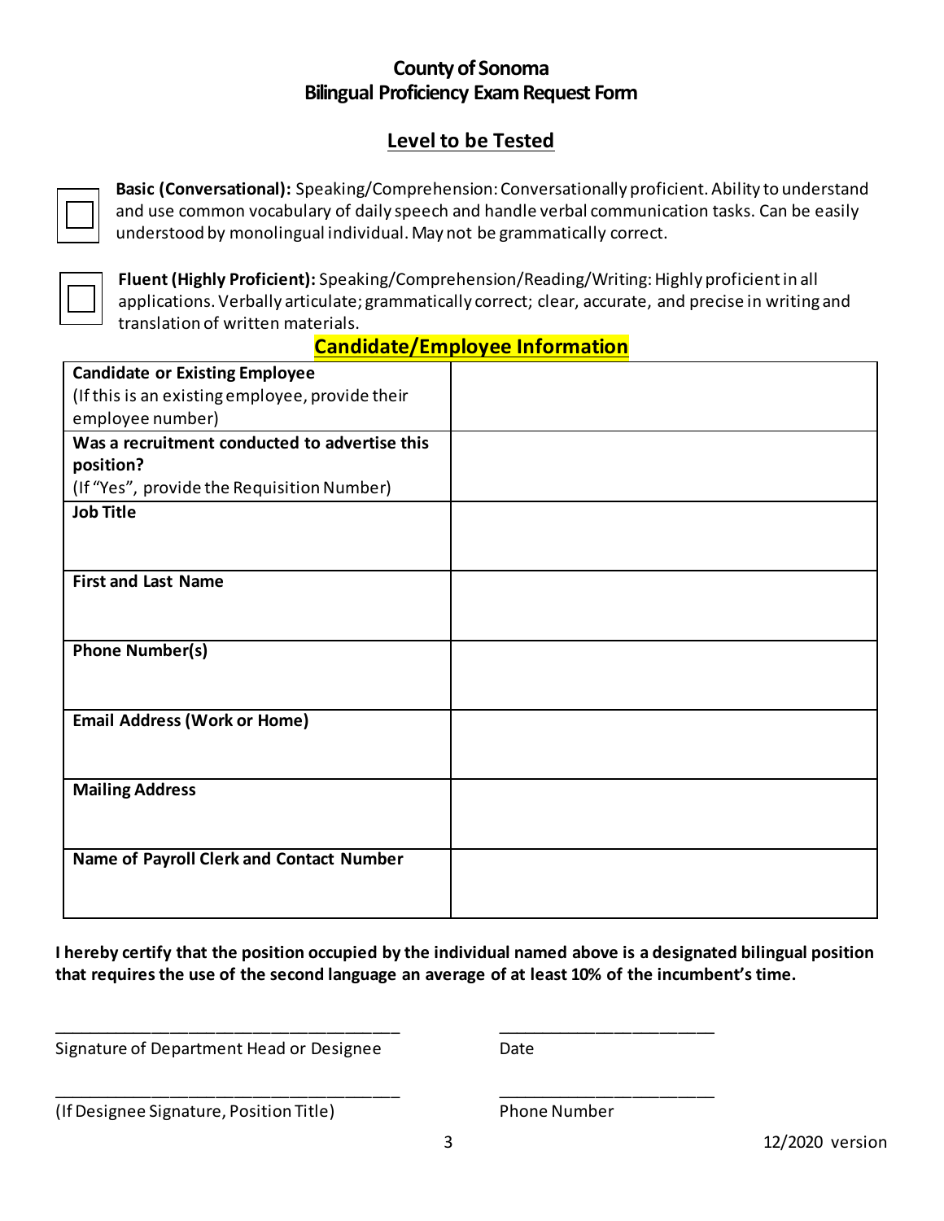# County of Sonoma
# Bilingual Proficiency Exam Request Form

## Level to be Tested

☐ **Basic (Conversational):** Speaking/Comprehension: Conversationally proficient. Ability to understand and use common vocabulary of daily speech and handle verbal communication tasks. Can be easily understood by monolingual individual. May not be grammatically correct.

☐ **Fluent (Highly Proficient):** Speaking/Comprehension/Reading/Writing: Highly proficient in all applications. Verbally articulate; grammatically correct; clear, accurate, and precise in writing and translation of written materials.

## Candidate/Employee Information

| | |
|---|---|
| **Candidate or Existing Employee** (If this is an existing employee, provide their employee number) | |
| **Was a recruitment conducted to advertise this position?** (If "Yes", provide the Requisition Number) | |
| **Job Title** | |
| **First and Last Name** | |
| **Phone Number(s)** | |
| **Email Address (Work or Home)** | |
| **Mailing Address** | |
| **Name of Payroll Clerk and Contact Number** | |

**I hereby certify that the position occupied by the individual named above is a designated bilingual position that requires the use of the second language an average of at least 10% of the incumbent's time.**

______________________________________ ________________________

Signature of Department Head or Designee Date

______________________________________ ________________________

(If Designee Signature, Position Title) Phone Number

12/2020 version